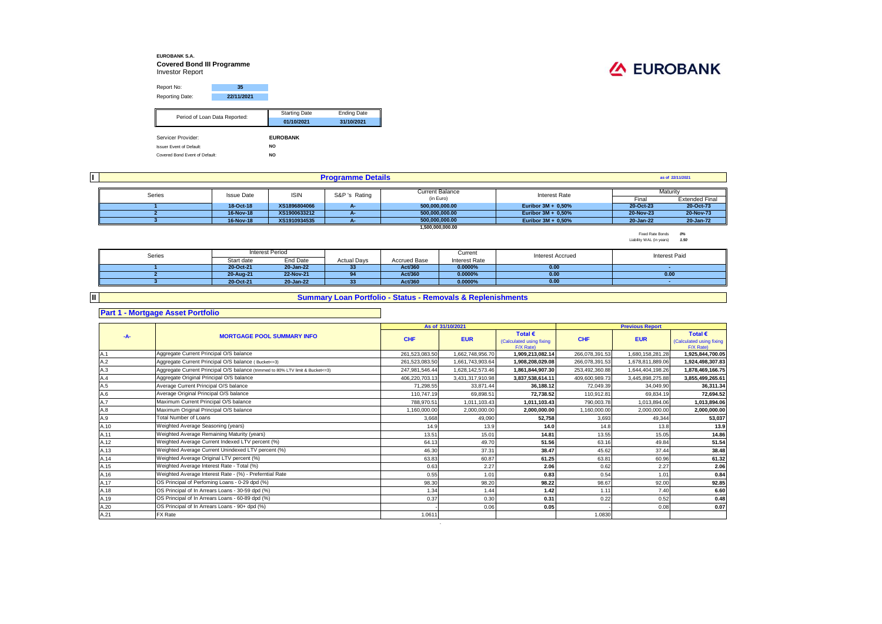**EUROBANK S.A.**
**Covered Bond III Programme**
Investor Report

EUROBANK

| Report No: | 35 |
|---|---|
| Reporting Date: | 22/11/2021 |

| Period of Loan Data Reported: | Starting Date | Ending Date |
|---|---|---|
| | 01/10/2021 | 31/10/2021 |

| Servicer Provider: | EUROBANK |
|---|---|
| Issuer Event of Default: | NO |
| Covered Bond Event of Default: | NO |

## I Programme Details

as of 22/11/2021

| Series | Issue Date | ISIN | S&P 's Rating | Current Balance (in Euro) | Interest Rate | Maturity Final | Maturity Extended Final |
|---|---|---|---|---|---|---|---|
| 1 | 18-Oct-18 | XS1896804066 | A- | 500,000,000.00 | Euribor 3M + 0,50% | 20-Oct-23 | 20-Oct-73 |
| 2 | 16-Nov-18 | XS1900633212 | A- | 500,000,000.00 | Euribor 3M + 0,50% | 20-Nov-23 | 20-Nov-73 |
| 3 | 16-Nov-18 | XS1910934535 | A- | 500,000,000.00 | Euribor 3M + 0,50% | 20-Jan-22 | 20-Jan-72 |
| | | | | 1,500,000,000.00 | | | |

Fixed Rate Bonds *0%*
Liability WAL (in years) *1.50*

| Series | Interest Period Start date | Interest Period End Date | Actual Days | Accrued Base | Current Interest Rate | Interest Accrued | Interest Paid |
|---|---|---|---|---|---|---|---|
| 1 | 20-Oct-21 | 20-Jan-22 | 33 | Act/360 | 0.0000% | 0.00 | - |
| 2 | 20-Aug-21 | 22-Nov-21 | 94 | Act/360 | 0.0000% | 0.00 | 0.00 |
| 3 | 20-Oct-21 | 20-Jan-22 | 33 | Act/360 | 0.0000% | 0.00 | - |

## II Summary Loan Portfolio - Status - Removals & Replenishments

### Part 1 - Mortgage Asset Portfolio

| -A- | MORTGAGE POOL SUMMARY INFO | As of 31/10/2021 CHF | As of 31/10/2021 EUR | As of 31/10/2021 Total € (Calculated using fixing F/X Rate) | Previous Report CHF | Previous Report EUR | Previous Report Total € (Calculated using fixing F/X Rate) |
|---|---|---|---|---|---|---|---|
| A.1 | Aggregate Current Principal O/S balance | 261,523,083.50 | 1,662,748,956.70 | 1,909,213,082.14 | 266,078,391.53 | 1,680,158,281.28 | 1,925,844,700.05 |
| A.2 | Aggregate Current Principal O/S balance ( Bucket<=3) | 261,523,083.50 | 1,661,743,903.64 | 1,908,208,029.08 | 266,078,391.53 | 1,678,811,889.06 | 1,924,498,307.83 |
| A.3 | Aggregate Current Principal O/S balance (trimmed to 80% LTV limit & Bucket<=3) | 247,981,546.44 | 1,628,142,573.46 | 1,861,844,907.30 | 253,492,360.88 | 1,644,404,198.26 | 1,878,469,166.75 |
| A.4 | Aggregate Original Principal O/S balance | 406,220,703.13 | 3,431,317,910.98 | 3,837,538,614.11 | 409,600,989.73 | 3,445,898,275.88 | 3,855,499,265.61 |
| A.5 | Average Current Principal O/S balance | 71,298.55 | 33,871.44 | 36,188.12 | 72,049.39 | 34,049.90 | 36,311.34 |
| A.6 | Average Original Principal O/S balance | 110,747.19 | 69,898.51 | 72,738.52 | 110,912.81 | 69,834.19 | 72,694.52 |
| A.7 | Maximum Current Principal O/S balance | 788,970.51 | 1,011,103.43 | 1,011,103.43 | 790,003.78 | 1,013,894.06 | 1,013,894.06 |
| A.8 | Maximum Original Principal O/S balance | 1,160,000.00 | 2,000,000.00 | 2,000,000.00 | 1,160,000.00 | 2,000,000.00 | 2,000,000.00 |
| A.9 | Total Number of Loans | 3,668 | 49,090 | 52,758 | 3,693 | 49,344 | 53,037 |
| A.10 | Weighted Average Seasoning (years) | 14.9 | 13.9 | 14.0 | 14.8 | 13.8 | 13.9 |
| A.11 | Weighted Average Remaining Maturity (years) | 13.51 | 15.01 | 14.81 | 13.55 | 15.05 | 14.86 |
| A.12 | Weighted Average Current Indexed LTV percent (%) | 64.13 | 49.70 | 51.56 | 63.16 | 49.84 | 51.54 |
| A.13 | Weighted Average Current Unindexed LTV percent (%) | 46.30 | 37.31 | 38.47 | 45.62 | 37.44 | 38.48 |
| A.14 | Weighted Average Original LTV percent (%) | 63.83 | 60.87 | 61.25 | 63.81 | 60.96 | 61.32 |
| A.15 | Weighted Average Interest Rate - Total (%) | 0.63 | 2.27 | 2.06 | 0.62 | 2.27 | 2.06 |
| A.16 | Weighted Average Interest Rate - (%) - Preferntial Rate | 0.55 | 1.01 | 0.83 | 0.54 | 1.01 | 0.84 |
| A.17 | OS Principal of Perfoming Loans - 0-29 dpd (%) | 98.30 | 98.20 | 98.22 | 98.67 | 92.00 | 92.85 |
| A.18 | OS Principal of In Arrears Loans - 30-59 dpd (%) | 1.34 | 1.44 | 1.42 | 1.11 | 7.40 | 6.60 |
| A.19 | OS Principal of In Arrears Loans - 60-89 dpd (%) | 0.37 | 0.30 | 0.31 | 0.22 | 0.52 | 0.48 |
| A.20 | OS Principal of In Arrears Loans - 90+ dpd (%) | - | 0.06 | 0.05 | - | 0.08 | 0.07 |
| A.21 | FX Rate | 1.0611 | | | 1.0830 | | |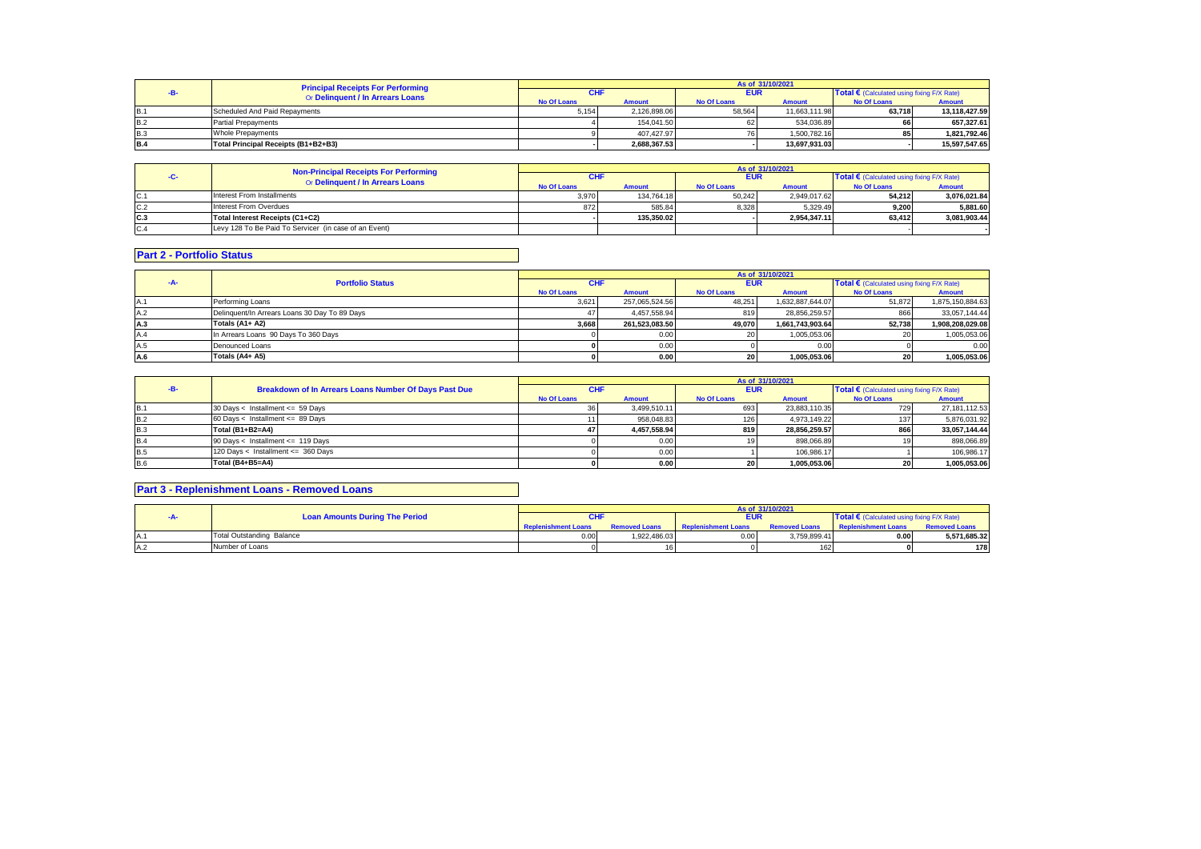| -B- | Principal Receipts For Performing Or Delinquent / In Arrears Loans | As of 31/10/2021 | | | | | |
|---|---|---|---|---|---|---|---|
| | | CHF | | EUR | | Total € (Calculated using fixing F/X Rate) | |
| | | No Of Loans | Amount | No Of Loans | Amount | No Of Loans | Amount |
| B.1 | Scheduled And Paid Repayments | 5,154 | 2,126,898.06 | 58,564 | 11,663,111.98 | 63,718 | 13,118,427.59 |
| B.2 | Partial Prepayments | 4 | 154,041.50 | 62 | 534,036.89 | 66 | 657,327.61 |
| B.3 | Whole Prepayments | 9 | 407,427.97 | 76 | 1,500,782.16 | 85 | 1,821,792.46 |
| B.4 | Total Principal Receipts (B1+B2+B3) | - | 2,688,367.53 | - | 13,697,931.03 | - | 15,597,547.65 |

| -C- | Non-Principal Receipts For Performing Or Delinquent / In Arrears Loans | As of 31/10/2021 | | | | | |
|---|---|---|---|---|---|---|---|
| | | CHF | | EUR | | Total € (Calculated using fixing F/X Rate) | |
| | | No Of Loans | Amount | No Of Loans | Amount | No Of Loans | Amount |
| C.1 | Interest From Installments | 3,970 | 134,764.18 | 50,242 | 2,949,017.62 | 54,212 | 3,076,021.84 |
| C.2 | Interest From Overdues | 872 | 585.84 | 8,328 | 5,329.49 | 9,200 | 5,881.60 |
| C.3 | Total Interest Receipts (C1+C2) | - | 135,350.02 | - | 2,954,347.11 | 63,412 | 3,081,903.44 |
| C.4 | Levy 128 To Be Paid To Servicer (in case of an Event) | | | | | - | - |

## Part 2 - Portfolio Status

| -A- | Portfolio Status | As of 31/10/2021 | | | | | |
|---|---|---|---|---|---|---|---|
| | | CHF | | EUR | | Total € (Calculated using fixing F/X Rate) | |
| | | No Of Loans | Amount | No Of Loans | Amount | No Of Loans | Amount |
| A.1 | Performing Loans | 3,621 | 257,065,524.56 | 48,251 | 1,632,887,644.07 | 51,872 | 1,875,150,884.63 |
| A.2 | Delinquent/In Arrears Loans 30 Day To 89 Days | 47 | 4,457,558.94 | 819 | 28,856,259.57 | 866 | 33,057,144.44 |
| A.3 | Totals (A1+ A2) | 3,668 | 261,523,083.50 | 49,070 | 1,661,743,903.64 | 52,738 | 1,908,208,029.08 |
| A.4 | In Arrears Loans 90 Days To 360 Days | 0 | 0.00 | 20 | 1,005,053.06 | 20 | 1,005,053.06 |
| A.5 | Denounced Loans | 0 | 0.00 | 0 | 0.00 | 0 | 0.00 |
| A.6 | Totals (A4+ A5) | 0 | 0.00 | 20 | 1,005,053.06 | 20 | 1,005,053.06 |

| -B- | Breakdown of In Arrears Loans Number Of Days Past Due | As of 31/10/2021 | | | | | |
|---|---|---|---|---|---|---|---|
| | | CHF | | EUR | | Total € (Calculated using fixing F/X Rate) | |
| | | No Of Loans | Amount | No Of Loans | Amount | No Of Loans | Amount |
| B.1 | 30 Days < Installment <= 59 Days | 36 | 3,499,510.11 | 693 | 23,883,110.35 | 729 | 27,181,112.53 |
| B.2 | 60 Days < Installment <= 89 Days | 11 | 958,048.83 | 126 | 4,973,149.22 | 137 | 5,876,031.92 |
| B.3 | Total (B1+B2=A4) | 47 | 4,457,558.94 | 819 | 28,856,259.57 | 866 | 33,057,144.44 |
| B.4 | 90 Days < Installment <= 119 Days | 0 | 0.00 | 19 | 898,066.89 | 19 | 898,066.89 |
| B.5 | 120 Days < Installment <= 360 Days | 0 | 0.00 | 1 | 106,986.17 | 1 | 106,986.17 |
| B.6 | Total (B4+B5=A4) | 0 | 0.00 | 20 | 1,005,053.06 | 20 | 1,005,053.06 |

## Part 3 - Replenishment Loans - Removed Loans

| -A- | Loan Amounts During The Period | As of 31/10/2021 | | | | | |
|---|---|---|---|---|---|---|---|
| | | CHF | | EUR | | Total € (Calculated using fixing F/X Rate) | |
| | | Replenishment Loans | Removed Loans | Replenishment Loans | Removed Loans | Replenishment Loans | Removed Loans |
| A.1 | Total Outstanding Balance | 0.00 | 1,922,486.03 | 0.00 | 3,759,899.41 | 0.00 | 5,571,685.32 |
| A.2 | Number of Loans | 0 | 16 | 0 | 162 | 0 | 178 |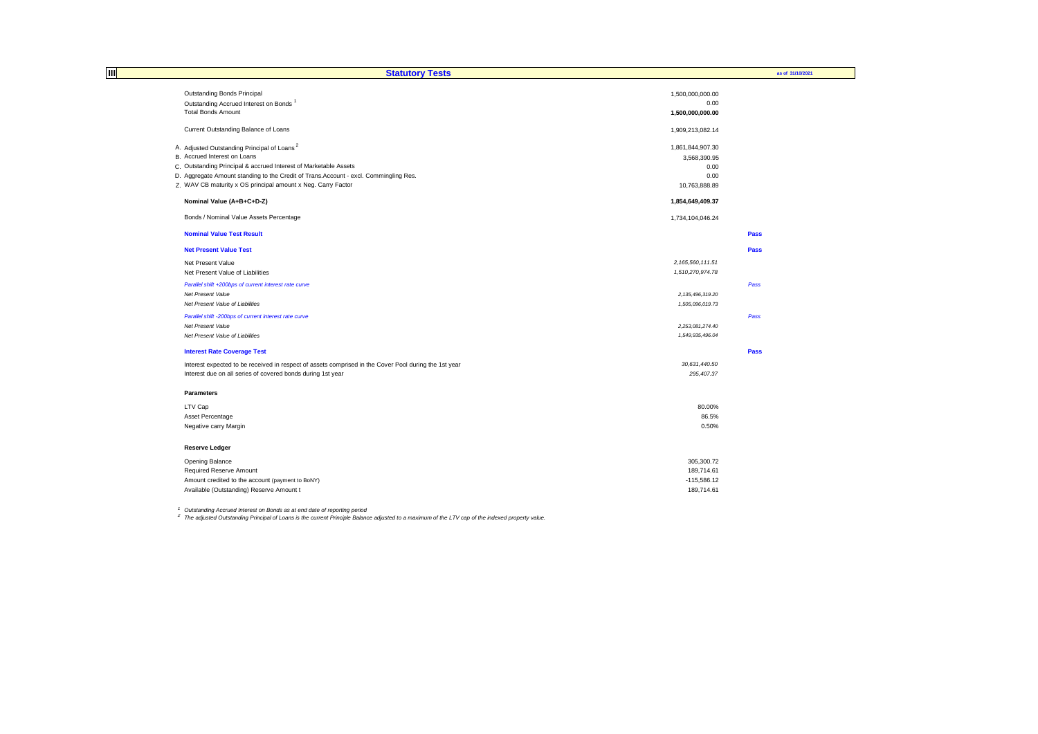## III Statutory Tests

as of 31/10/2021

| | | |
|---|---|---|
| Outstanding Bonds Principal | 1,500,000,000.00 | |
| Outstanding Accrued Interest on Bonds [1] | 0.00 | |
| Total Bonds Amount | **1,500,000,000.00** | |
| | | |
| Current Outstanding Balance of Loans | 1,909,213,082.14 | |
| | | |
| A. Adjusted Outstanding Principal of Loans [2] | 1,861,844,907.30 | |
| B. Accrued Interest on Loans | 3,568,390.95 | |
| C. Outstanding Principal & accrued Interest of Marketable Assets | 0.00 | |
| D. Aggregate Amount standing to the Credit of Trans.Account - excl. Commingling Res. | 0.00 | |
| Z. WAV CB maturity x OS principal amount x Neg. Carry Factor | 10,763,888.89 | |
| | | |
| **Nominal Value (A+B+C+D-Z)** | **1,854,649,409.37** | |
| | | |
| Bonds / Nominal Value Assets Percentage | 1,734,104,046.24 | |
| | | |
| **Nominal Value Test Result** | | **Pass** |
| | | |
| **Net Present Value Test** | | **Pass** |
| Net Present Value | *2,165,560,111.51* | |
| Net Present Value of Liabilities | *1,510,270,974.78* | |
| *Parallel shift +200bps of current interest rate curve* | | *Pass* |
| *Net Present Value* | *2,135,496,319.20* | |
| *Net Present Value of Liabilities* | *1,505,096,019.73* | |
| *Parallel shift -200bps of current interest rate curve* | | *Pass* |
| *Net Present Value* | *2,253,081,274.40* | |
| *Net Present Value of Liabilities* | *1,549,935,496.04* | |
| | | |
| **Interest Rate Coverage Test** | | **Pass** |
| Interest expected to be received in respect of assets comprised in the Cover Pool during the 1st year | *30,631,440.50* | |
| Interest due on all series of covered bonds during 1st year | *295,407.37* | |

**Parameters**

| | |
|---|---|
| LTV Cap | 80.00% |
| Asset Percentage | 86.5% |
| Negative carry Margin | 0.50% |

**Reserve Ledger**

| | |
|---|---|
| Opening Balance | 305,300.72 |
| Required Reserve Amount | 189,714.61 |
| Amount credited to the account (payment to BoNY) | -115,586.12 |
| Available (Outstanding) Reserve Amount t | 189,714.61 |

[1] *Outstanding Accrued Interest on Bonds as at end date of reporting period*

[2] *The adjusted Outstanding Principal of Loans is the current Principle Balance adjusted to a maximum of the LTV cap of the indexed property value.*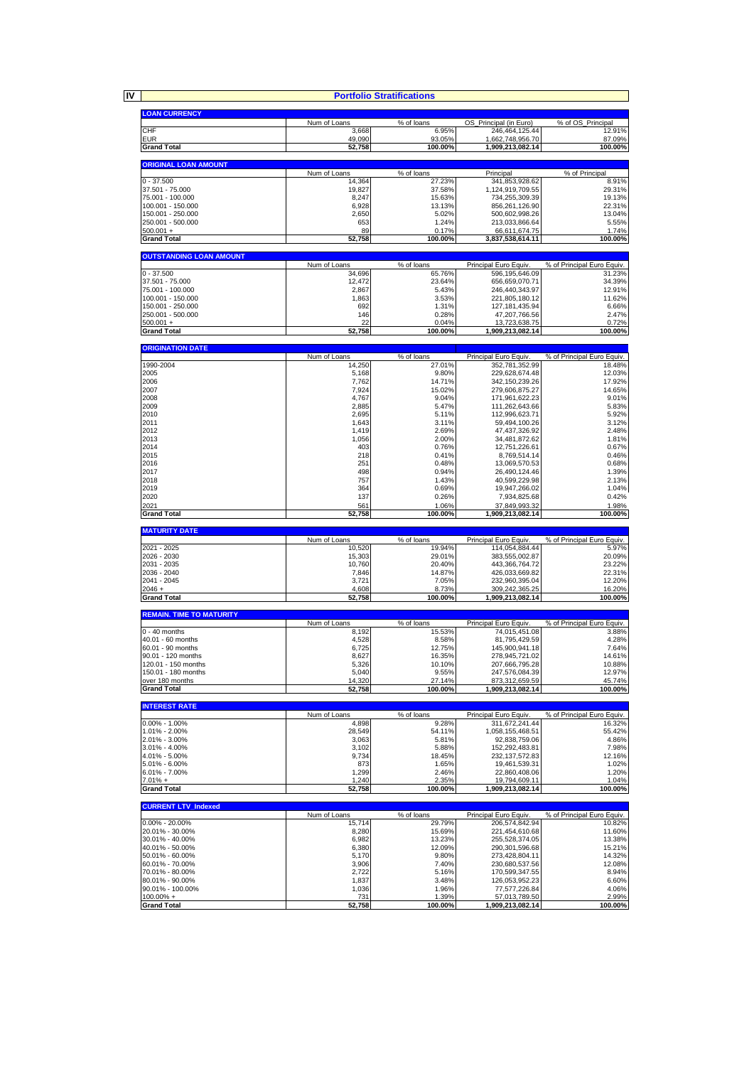# IV Portfolio Stratifications

## LOAN CURRENCY

| | Num of Loans | % of loans | OS_Principal (in Euro) | % of OS_Principal |
|---|---|---|---|---|
| CHF | 3,668 | 6.95% | 246,464,125.44 | 12.91% |
| EUR | 49,090 | 93.05% | 1,662,748,956.70 | 87.09% |
| **Grand Total** | **52,758** | **100.00%** | **1,909,213,082.14** | **100.00%** |

## ORIGINAL LOAN AMOUNT

| | Num of Loans | % of loans | Principal | % of Principal |
|---|---|---|---|---|
| 0 - 37.500 | 14,364 | 27.23% | 341,853,928.62 | 8.91% |
| 37.501 - 75.000 | 19,827 | 37.58% | 1,124,919,709.55 | 29.31% |
| 75.001 - 100.000 | 8,247 | 15.63% | 734,255,309.39 | 19.13% |
| 100.001 - 150.000 | 6,928 | 13.13% | 856,261,126.90 | 22.31% |
| 150.001 - 250.000 | 2,650 | 5.02% | 500,602,998.26 | 13.04% |
| 250.001 - 500.000 | 653 | 1.24% | 213,033,866.64 | 5.55% |
| 500.001 + | 89 | 0.17% | 66,611,674.75 | 1.74% |
| **Grand Total** | **52,758** | **100.00%** | **3,837,538,614.11** | **100.00%** |

## OUTSTANDING LOAN AMOUNT

| | Num of Loans | % of loans | Principal Euro Equiv. | % of Principal Euro Equiv. |
|---|---|---|---|---|
| 0 - 37.500 | 34,696 | 65.76% | 596,195,646.09 | 31.23% |
| 37.501 - 75.000 | 12,472 | 23.64% | 656,659,070.71 | 34.39% |
| 75.001 - 100.000 | 2,867 | 5.43% | 246,440,343.97 | 12.91% |
| 100.001 - 150.000 | 1,863 | 3.53% | 221,805,180.12 | 11.62% |
| 150.001 - 250.000 | 692 | 1.31% | 127,181,435.94 | 6.66% |
| 250.001 - 500.000 | 146 | 0.28% | 47,207,766.56 | 2.47% |
| 500.001 + | 22 | 0.04% | 13,723,638.75 | 0.72% |
| **Grand Total** | **52,758** | **100.00%** | **1,909,213,082.14** | **100.00%** |

## ORIGINATION DATE

| | Num of Loans | % of loans | Principal Euro Equiv. | % of Principal Euro Equiv. |
|---|---|---|---|---|
| 1990-2004 | 14,250 | 27.01% | 352,781,352.99 | 18.48% |
| 2005 | 5,168 | 9.80% | 229,628,674.48 | 12.03% |
| 2006 | 7,762 | 14.71% | 342,150,239.26 | 17.92% |
| 2007 | 7,924 | 15.02% | 279,606,875.27 | 14.65% |
| 2008 | 4,767 | 9.04% | 171,961,622.23 | 9.01% |
| 2009 | 2,885 | 5.47% | 111,262,643.66 | 5.83% |
| 2010 | 2,695 | 5.11% | 112,996,623.71 | 5.92% |
| 2011 | 1,643 | 3.11% | 59,494,100.26 | 3.12% |
| 2012 | 1,419 | 2.69% | 47,437,326.92 | 2.48% |
| 2013 | 1,056 | 2.00% | 34,481,872.62 | 1.81% |
| 2014 | 403 | 0.76% | 12,751,226.61 | 0.67% |
| 2015 | 218 | 0.41% | 8,769,514.14 | 0.46% |
| 2016 | 251 | 0.48% | 13,069,570.53 | 0.68% |
| 2017 | 498 | 0.94% | 26,490,124.46 | 1.39% |
| 2018 | 757 | 1.43% | 40,599,229.98 | 2.13% |
| 2019 | 364 | 0.69% | 19,947,266.02 | 1.04% |
| 2020 | 137 | 0.26% | 7,934,825.68 | 0.42% |
| 2021 | 561 | 1.06% | 37,849,993.32 | 1.98% |
| **Grand Total** | **52,758** | **100.00%** | **1,909,213,082.14** | **100.00%** |

## MATURITY DATE

| | Num of Loans | % of loans | Principal Euro Equiv. | % of Principal Euro Equiv. |
|---|---|---|---|---|
| 2021 - 2025 | 10,520 | 19.94% | 114,054,884.44 | 5.97% |
| 2026 - 2030 | 15,303 | 29.01% | 383,555,002.87 | 20.09% |
| 2031 - 2035 | 10,760 | 20.40% | 443,366,764.72 | 23.22% |
| 2036 - 2040 | 7,846 | 14.87% | 426,033,669.82 | 22.31% |
| 2041 - 2045 | 3,721 | 7.05% | 232,960,395.04 | 12.20% |
| 2046 + | 4,608 | 8.73% | 309,242,365.25 | 16.20% |
| **Grand Total** | **52,758** | **100.00%** | **1,909,213,082.14** | **100.00%** |

## REMAIN. TIME TO MATURITY

| | Num of Loans | % of loans | Principal Euro Equiv. | % of Principal Euro Equiv. |
|---|---|---|---|---|
| 0 - 40 months | 8,192 | 15.53% | 74,015,451.08 | 3.88% |
| 40.01 - 60 months | 4,528 | 8.58% | 81,795,429.59 | 4.28% |
| 60.01 - 90 months | 6,725 | 12.75% | 145,900,941.18 | 7.64% |
| 90.01 - 120 months | 8,627 | 16.35% | 278,945,721.02 | 14.61% |
| 120.01 - 150 months | 5,326 | 10.10% | 207,666,795.28 | 10.88% |
| 150.01 - 180 months | 5,040 | 9.55% | 247,576,084.39 | 12.97% |
| over 180 months | 14,320 | 27.14% | 873,312,659.59 | 45.74% |
| **Grand Total** | **52,758** | **100.00%** | **1,909,213,082.14** | **100.00%** |

## INTEREST RATE

| | Num of Loans | % of loans | Principal Euro Equiv. | % of Principal Euro Equiv. |
|---|---|---|---|---|
| 0.00% - 1.00% | 4,898 | 9.28% | 311,672,241.44 | 16.32% |
| 1.01% - 2.00% | 28,549 | 54.11% | 1,058,155,468.51 | 55.42% |
| 2.01% - 3.00% | 3,063 | 5.81% | 92,838,759.06 | 4.86% |
| 3.01% - 4.00% | 3,102 | 5.88% | 152,292,483.81 | 7.98% |
| 4.01% - 5.00% | 9,734 | 18.45% | 232,137,572.83 | 12.16% |
| 5.01% - 6.00% | 873 | 1.65% | 19,461,539.31 | 1.02% |
| 6.01% - 7.00% | 1,299 | 2.46% | 22,860,408.06 | 1.20% |
| 7.01% + | 1,240 | 2.35% | 19,794,609.11 | 1.04% |
| **Grand Total** | **52,758** | **100.00%** | **1,909,213,082.14** | **100.00%** |

## CURRENT LTV_Indexed

| | Num of Loans | % of loans | Principal Euro Equiv. | % of Principal Euro Equiv. |
|---|---|---|---|---|
| 0.00% - 20.00% | 15,714 | 29.79% | 206,574,842.94 | 10.82% |
| 20.01% - 30.00% | 8,280 | 15.69% | 221,454,610.68 | 11.60% |
| 30.01% - 40.00% | 6,982 | 13.23% | 255,528,374.05 | 13.38% |
| 40.01% - 50.00% | 6,380 | 12.09% | 290,301,596.68 | 15.21% |
| 50.01% - 60.00% | 5,170 | 9.80% | 273,428,804.11 | 14.32% |
| 60.01% - 70.00% | 3,906 | 7.40% | 230,680,537.56 | 12.08% |
| 70.01% - 80.00% | 2,722 | 5.16% | 170,599,347.55 | 8.94% |
| 80.01% - 90.00% | 1,837 | 3.48% | 126,053,952.23 | 6.60% |
| 90.01% - 100.00% | 1,036 | 1.96% | 77,577,226.84 | 4.06% |
| 100.00% + | 731 | 1.39% | 57,013,789.50 | 2.99% |
| **Grand Total** | **52,758** | **100.00%** | **1,909,213,082.14** | **100.00%** |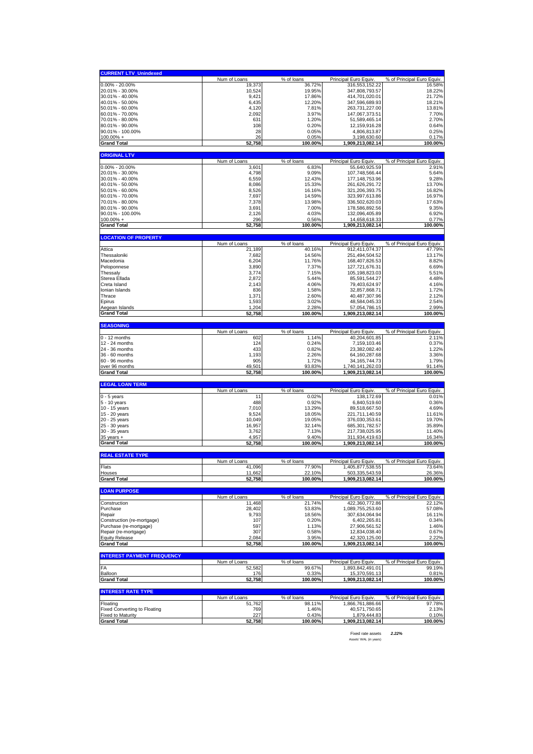## CURRENT LTV_Unindexed

| | Num of Loans | % of loans | Principal Euro Equiv. | % of Principal Euro Equiv. |
|---|---|---|---|---|
| 0.00% - 20.00% | 19,373 | 36.72% | 316,553,152.22 | 16.58% |
| 20.01% - 30.00% | 10,524 | 19.95% | 347,808,793.57 | 18.22% |
| 30.01% - 40.00% | 9,421 | 17.86% | 414,701,020.01 | 21.72% |
| 40.01% - 50.00% | 6,435 | 12.20% | 347,596,689.93 | 18.21% |
| 50.01% - 60.00% | 4,120 | 7.81% | 263,731,227.00 | 13.81% |
| 60.01% - 70.00% | 2,092 | 3.97% | 147,067,373.51 | 7.70% |
| 70.01% - 80.00% | 631 | 1.20% | 51,589,465.14 | 2.70% |
| 80.01% - 90.00% | 108 | 0.20% | 12,159,916.28 | 0.64% |
| 90.01% - 100.00% | 28 | 0.05% | 4,806,813.87 | 0.25% |
| 100.00% + | 26 | 0.05% | 3,198,630.60 | 0.17% |
| **Grand Total** | **52,758** | **100.00%** | **1,909,213,082.14** | **100.00%** |

## ORIGINAL LTV

| | Num of Loans | % of loans | Principal Euro Equiv. | % of Principal Euro Equiv. |
|---|---|---|---|---|
| 0.00% - 20.00% | 3,601 | 6.83% | 55,640,925.59 | 2.91% |
| 20.01% - 30.00% | 4,798 | 9.09% | 107,748,566.44 | 5.64% |
| 30.01% - 40.00% | 6,559 | 12.43% | 177,148,753.96 | 9.28% |
| 40.01% - 50.00% | 8,086 | 15.33% | 261,626,291.72 | 13.70% |
| 50.01% - 60.00% | 8,526 | 16.16% | 321,206,393.75 | 16.82% |
| 60.01% - 70.00% | 7,697 | 14.59% | 323,997,613.86 | 16.97% |
| 70.01% - 80.00% | 7,378 | 13.98% | 336,502,620.03 | 17.63% |
| 80.01% - 90.00% | 3,691 | 7.00% | 178,586,892.56 | 9.35% |
| 90.01% - 100.00% | 2,126 | 4.03% | 132,096,405.89 | 6.92% |
| 100.00% + | 296 | 0.56% | 14,658,618.33 | 0.77% |
| **Grand Total** | **52,758** | **100.00%** | **1,909,213,082.14** | **100.00%** |

## LOCATION OF PROPERTY

| | Num of Loans | % of loans | Principal Euro Equiv. | % of Principal Euro Equiv. |
|---|---|---|---|---|
| Attica | 21,189 | 40.16% | 912,411,074.37 | 47.79% |
| Thessaloniki | 7,682 | 14.56% | 251,494,504.52 | 13.17% |
| Macedonia | 6,204 | 11.76% | 168,407,826.53 | 8.82% |
| Peloponnese | 3,890 | 7.37% | 127,721,676.31 | 6.69% |
| Thessaly | 3,774 | 7.15% | 105,198,823.03 | 5.51% |
| Sterea Ellada | 2,872 | 5.44% | 85,591,544.27 | 4.48% |
| Creta Island | 2,143 | 4.06% | 79,403,624.97 | 4.16% |
| Ionian Islands | 836 | 1.58% | 32,857,868.71 | 1.72% |
| Thrace | 1,371 | 2.60% | 40,487,307.96 | 2.12% |
| Epirus | 1,593 | 3.02% | 48,584,045.33 | 2.54% |
| Aegean Islands | 1,204 | 2.28% | 57,054,786.15 | 2.99% |
| **Grand Total** | **52,758** | **100.00%** | **1,909,213,082.14** | **100.00%** |

## SEASONING

| | Num of Loans | % of loans | Principal Euro Equiv. | % of Principal Euro Equiv. |
|---|---|---|---|---|
| 0 - 12 months | 602 | 1.14% | 40,204,601.85 | 2.11% |
| 12 - 24 months | 124 | 0.24% | 7,159,103.46 | 0.37% |
| 24 - 36 months | 433 | 0.82% | 23,382,082.40 | 1.22% |
| 36 - 60 months | 1,193 | 2.26% | 64,160,287.68 | 3.36% |
| 60 - 96 months | 905 | 1.72% | 34,165,744.73 | 1.79% |
| over 96 months | 49,501 | 93.83% | 1,740,141,262.03 | 91.14% |
| **Grand Total** | **52,758** | **100.00%** | **1,909,213,082.14** | **100.00%** |

## LEGAL LOAN TERM

| | Num of Loans | % of loans | Principal Euro Equiv. | % of Principal Euro Equiv. |
|---|---|---|---|---|
| 0 - 5 years | 11 | 0.02% | 138,172.69 | 0.01% |
| 5 - 10 years | 488 | 0.92% | 6,840,519.60 | 0.36% |
| 10 - 15 years | 7,010 | 13.29% | 89,518,667.50 | 4.69% |
| 15 - 20 years | 9,524 | 18.05% | 221,711,140.59 | 11.61% |
| 20 - 25 years | 10,049 | 19.05% | 376,030,353.61 | 19.70% |
| 25 - 30 years | 16,957 | 32.14% | 685,301,782.57 | 35.89% |
| 30 - 35 years | 3,762 | 7.13% | 217,738,025.95 | 11.40% |
| 35 years + | 4,957 | 9.40% | 311,934,419.63 | 16.34% |
| **Grand Total** | **52,758** | **100.00%** | **1,909,213,082.14** | **100.00%** |

## REAL ESTATE TYPE

| | Num of Loans | % of loans | Principal Euro Equiv. | % of Principal Euro Equiv. |
|---|---|---|---|---|
| Flats | 41,096 | 77.90% | 1,405,877,538.55 | 73.64% |
| Houses | 11,662 | 22.10% | 503,335,543.59 | 26.36% |
| **Grand Total** | **52,758** | **100.00%** | **1,909,213,082.14** | **100.00%** |

## LOAN PURPOSE

| | Num of Loans | % of loans | Principal Euro Equiv. | % of Principal Euro Equiv. |
|---|---|---|---|---|
| Construction | 11,468 | 21.74% | 422,360,772.86 | 22.12% |
| Purchase | 28,402 | 53.83% | 1,089,755,253.60 | 57.08% |
| Repair | 9,793 | 18.56% | 307,634,064.94 | 16.11% |
| Construction (re-mortgage) | 107 | 0.20% | 6,402,265.81 | 0.34% |
| Purchase (re-mortgage) | 597 | 1.13% | 27,906,561.52 | 1.46% |
| Repair (re-mortgage) | 307 | 0.58% | 12,834,038.40 | 0.67% |
| Equity Release | 2,084 | 3.95% | 42,320,125.00 | 2.22% |
| **Grand Total** | **52,758** | **100.00%** | **1,909,213,082.14** | **100.00%** |

## INTEREST PAYMENT FREQUENCY

| | Num of Loans | % of loans | Principal Euro Equiv. | % of Principal Euro Equiv. |
|---|---|---|---|---|
| FA | 52,582 | 99.67% | 1,893,842,491.01 | 99.19% |
| Balloon | 176 | 0.33% | 15,370,591.13 | 0.81% |
| **Grand Total** | **52,758** | **100.00%** | **1,909,213,082.14** | **100.00%** |

## INTEREST RATE TYPE

| | Num of Loans | % of loans | Principal Euro Equiv. | % of Principal Euro Equiv. |
|---|---|---|---|---|
| Floating | 51,762 | 98.11% | 1,866,761,886.66 | 97.78% |
| Fixed Converting to Floating | 769 | 1.46% | 40,571,750.65 | 2.13% |
| Fixed to Maturity | 227 | 0.43% | 1,879,444.83 | 0.10% |
| **Grand Total** | **52,758** | **100.00%** | **1,909,213,082.14** | **100.00%** |

Fixed rate assets *2.22%*

Assets' WAL (in years)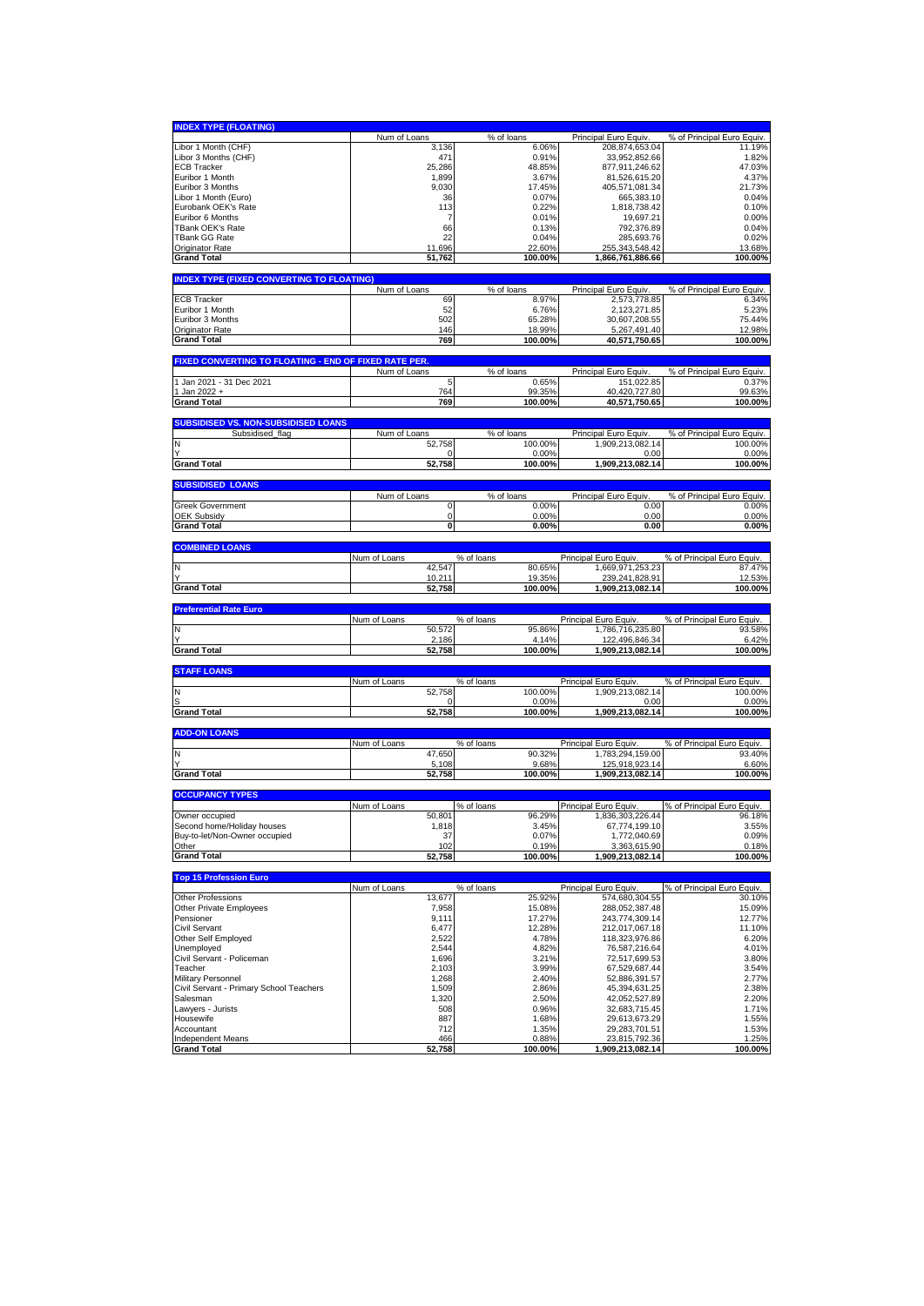## INDEX TYPE (FLOATING)

| | Num of Loans | % of loans | Principal Euro Equiv. | % of Principal Euro Equiv. |
|---|---|---|---|---|
| Libor 1 Month (CHF) | 3,136 | 6.06% | 208,874,653.04 | 11.19% |
| Libor 3 Months (CHF) | 471 | 0.91% | 33,952,852.66 | 1.82% |
| ECB Tracker | 25,286 | 48.85% | 877,911,246.62 | 47.03% |
| Euribor 1 Month | 1,899 | 3.67% | 81,526,615.20 | 4.37% |
| Euribor 3 Months | 9,030 | 17.45% | 405,571,081.34 | 21.73% |
| Libor 1 Month (Euro) | 36 | 0.07% | 665,383.10 | 0.04% |
| Eurobank OEK's Rate | 113 | 0.22% | 1,818,738.42 | 0.10% |
| Euribor 6 Months | 7 | 0.01% | 19,697.21 | 0.00% |
| TBank OEK's Rate | 66 | 0.13% | 792,376.89 | 0.04% |
| TBank GG Rate | 22 | 0.04% | 285,693.76 | 0.02% |
| Originator Rate | 11,696 | 22.60% | 255,343,548.42 | 13.68% |
| **Grand Total** | **51,762** | **100.00%** | **1,866,761,886.66** | **100.00%** |

## INDEX TYPE (FIXED CONVERTING TO FLOATING)

| | Num of Loans | % of loans | Principal Euro Equiv. | % of Principal Euro Equiv. |
|---|---|---|---|---|
| ECB Tracker | 69 | 8.97% | 2,573,778.85 | 6.34% |
| Euribor 1 Month | 52 | 6.76% | 2,123,271.85 | 5.23% |
| Euribor 3 Months | 502 | 65.28% | 30,607,208.55 | 75.44% |
| Originator Rate | 146 | 18.99% | 5,267,491.40 | 12.98% |
| **Grand Total** | **769** | **100.00%** | **40,571,750.65** | **100.00%** |

## FIXED CONVERTING TO FLOATING - END OF FIXED RATE PER.

| | Num of Loans | % of loans | Principal Euro Equiv. | % of Principal Euro Equiv. |
|---|---|---|---|---|
| 1 Jan 2021 - 31 Dec 2021 | 5 | 0.65% | 151,022.85 | 0.37% |
| 1 Jan 2022 + | 764 | 99.35% | 40,420,727.80 | 99.63% |
| **Grand Total** | **769** | **100.00%** | **40,571,750.65** | **100.00%** |

## SUBSIDISED VS. NON-SUBSIDISED LOANS

| Subsidised_flag | Num of Loans | % of loans | Principal Euro Equiv. | % of Principal Euro Equiv. |
|---|---|---|---|---|
| N | 52,758 | 100.00% | 1,909,213,082.14 | 100.00% |
| Y | 0 | 0.00% | 0.00 | 0.00% |
| **Grand Total** | **52,758** | **100.00%** | **1,909,213,082.14** | **100.00%** |

## SUBSIDISED LOANS

| | Num of Loans | % of loans | Principal Euro Equiv. | % of Principal Euro Equiv. |
|---|---|---|---|---|
| Greek Government | 0 | 0.00% | 0.00 | 0.00% |
| OEK Subsidy | 0 | 0.00% | 0.00 | 0.00% |
| **Grand Total** | **0** | **0.00%** | **0.00** | **0.00%** |

## COMBINED LOANS

| | Num of Loans | % of loans | Principal Euro Equiv. | % of Principal Euro Equiv. |
|---|---|---|---|---|
| N | 42,547 | 80.65% | 1,669,971,253.23 | 87.47% |
| Y | 10,211 | 19.35% | 239,241,828.91 | 12.53% |
| **Grand Total** | **52,758** | **100.00%** | **1,909,213,082.14** | **100.00%** |

## Preferential Rate Euro

| | Num of Loans | % of loans | Principal Euro Equiv. | % of Principal Euro Equiv. |
|---|---|---|---|---|
| N | 50,572 | 95.86% | 1,786,716,235.80 | 93.58% |
| Y | 2,186 | 4.14% | 122,496,846.34 | 6.42% |
| **Grand Total** | **52,758** | **100.00%** | **1,909,213,082.14** | **100.00%** |

## STAFF LOANS

| | Num of Loans | % of loans | Principal Euro Equiv. | % of Principal Euro Equiv. |
|---|---|---|---|---|
| N | 52,758 | 100.00% | 1,909,213,082.14 | 100.00% |
| S | 0 | 0.00% | 0.00 | 0.00% |
| **Grand Total** | **52,758** | **100.00%** | **1,909,213,082.14** | **100.00%** |

## ADD-ON LOANS

| | Num of Loans | % of loans | Principal Euro Equiv. | % of Principal Euro Equiv. |
|---|---|---|---|---|
| N | 47,650 | 90.32% | 1,783,294,159.00 | 93.40% |
| Y | 5,108 | 9.68% | 125,918,923.14 | 6.60% |
| **Grand Total** | **52,758** | **100.00%** | **1,909,213,082.14** | **100.00%** |

## OCCUPANCY TYPES

| | Num of Loans | % of loans | Principal Euro Equiv. | % of Principal Euro Equiv. |
|---|---|---|---|---|
| Owner occupied | 50,801 | 96.29% | 1,836,303,226.44 | 96.18% |
| Second home/Holiday houses | 1,818 | 3.45% | 67,774,199.10 | 3.55% |
| Buy-to-let/Non-Owner occupied | 37 | 0.07% | 1,772,040.69 | 0.09% |
| Other | 102 | 0.19% | 3,363,615.90 | 0.18% |
| **Grand Total** | **52,758** | **100.00%** | **1,909,213,082.14** | **100.00%** |

## Top 15 Profession Euro

| | Num of Loans | % of loans | Principal Euro Equiv. | % of Principal Euro Equiv. |
|---|---|---|---|---|
| Other Professions | 13,677 | 25.92% | 574,680,304.55 | 30.10% |
| Other Private Employees | 7,958 | 15.08% | 288,052,387.48 | 15.09% |
| Pensioner | 9,111 | 17.27% | 243,774,309.14 | 12.77% |
| Civil Servant | 6,477 | 12.28% | 212,017,067.18 | 11.10% |
| Other Self Employed | 2,522 | 4.78% | 118,323,976.86 | 6.20% |
| Unemployed | 2,544 | 4.82% | 76,587,216.64 | 4.01% |
| Civil Servant - Policeman | 1,696 | 3.21% | 72,517,699.53 | 3.80% |
| Teacher | 2,103 | 3.99% | 67,529,687.44 | 3.54% |
| Military Personnel | 1,268 | 2.40% | 52,886,391.57 | 2.77% |
| Civil Servant - Primary School Teachers | 1,509 | 2.86% | 45,394,631.25 | 2.38% |
| Salesman | 1,320 | 2.50% | 42,052,527.89 | 2.20% |
| Lawyers - Jurists | 508 | 0.96% | 32,683,715.45 | 1.71% |
| Housewife | 887 | 1.68% | 29,613,673.29 | 1.55% |
| Accountant | 712 | 1.35% | 29,283,701.51 | 1.53% |
| Independent Means | 466 | 0.88% | 23,815,792.36 | 1.25% |
| **Grand Total** | **52,758** | **100.00%** | **1,909,213,082.14** | **100.00%** |